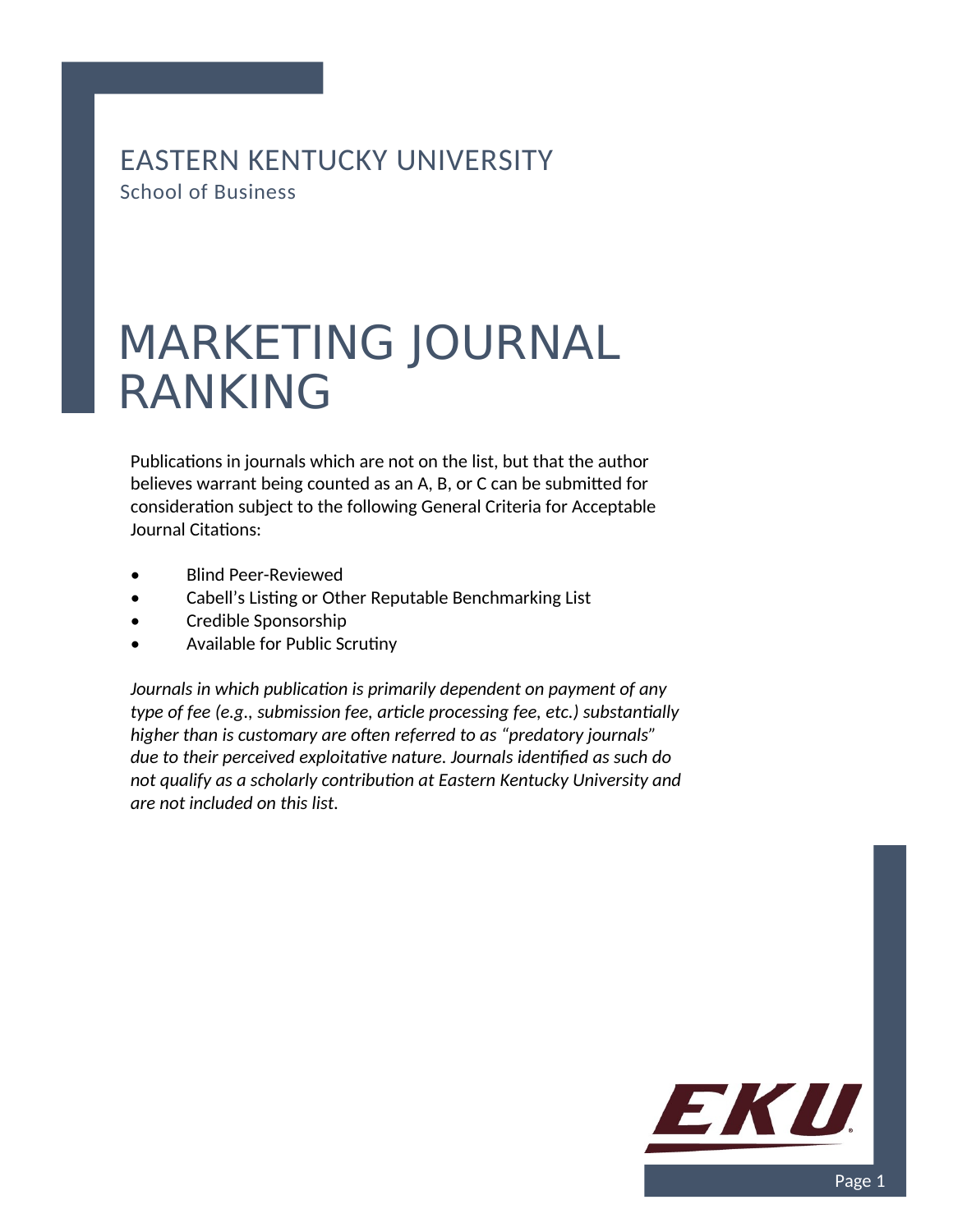EASTERN KENTUCKY UNIVERSITY

School of Business

# MARKETING JOURNAL RANKING

Publications in journals which are not on the list, but that the author believes warrant being counted as an A, B, or C can be submitted for consideration subject to the following General Criteria for Acceptable Journal Citations:

- Blind Peer-Reviewed
- Cabell's Listing or Other Reputable Benchmarking List
- Credible Sponsorship
- Available for Public Scrutiny

*Journals in which publication is primarily dependent on payment of any type of fee (e.g., submission fee, article processing fee, etc.) substantially higher than is customary are often referred to as "predatory journals" due to their perceived exploitative nature. Journals identified as such do not qualify as a scholarly contribution at Eastern Kentucky University and are not included on this list.*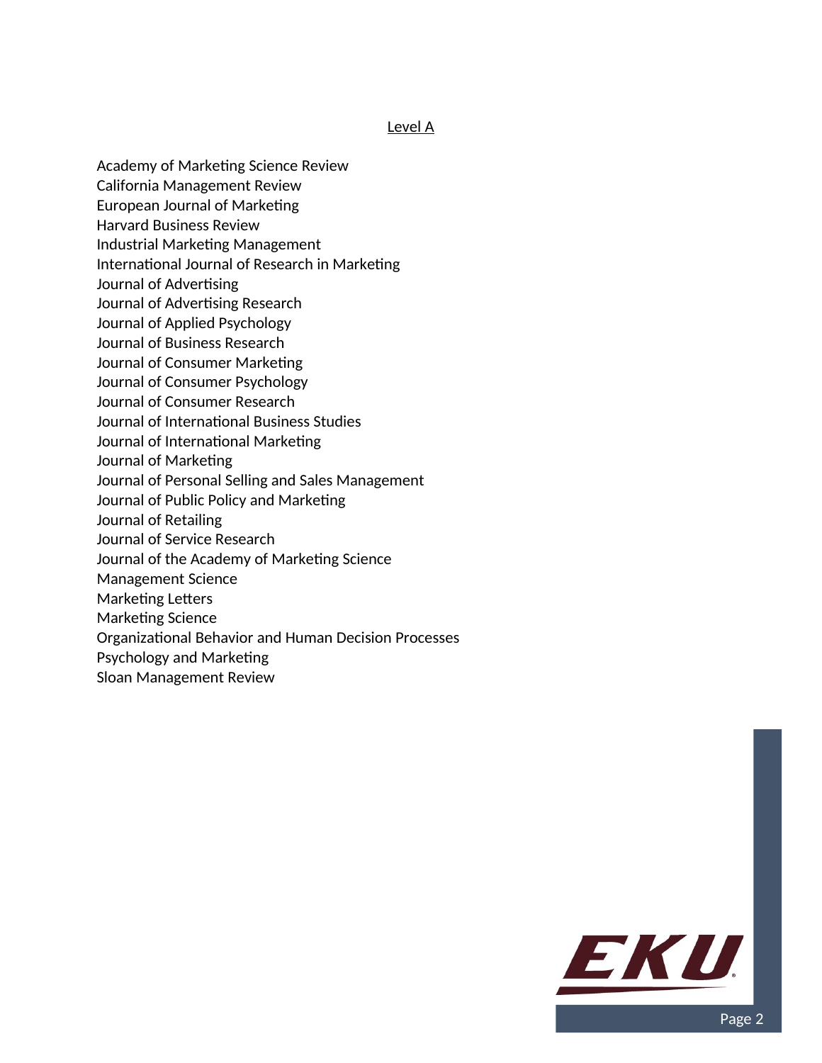## Level A

Academy of Marketing Science Review
California Management Review
European Journal of Marketing
Harvard Business Review
Industrial Marketing Management
International Journal of Research in Marketing
Journal of Advertising
Journal of Advertising Research
Journal of Applied Psychology
Journal of Business Research
Journal of Consumer Marketing
Journal of Consumer Psychology
Journal of Consumer Research
Journal of International Business Studies
Journal of International Marketing
Journal of Marketing
Journal of Personal Selling and Sales Management
Journal of Public Policy and Marketing
Journal of Retailing
Journal of Service Research
Journal of the Academy of Marketing Science
Management Science
Marketing Letters
Marketing Science
Organizational Behavior and Human Decision Processes
Psychology and Marketing
Sloan Management Review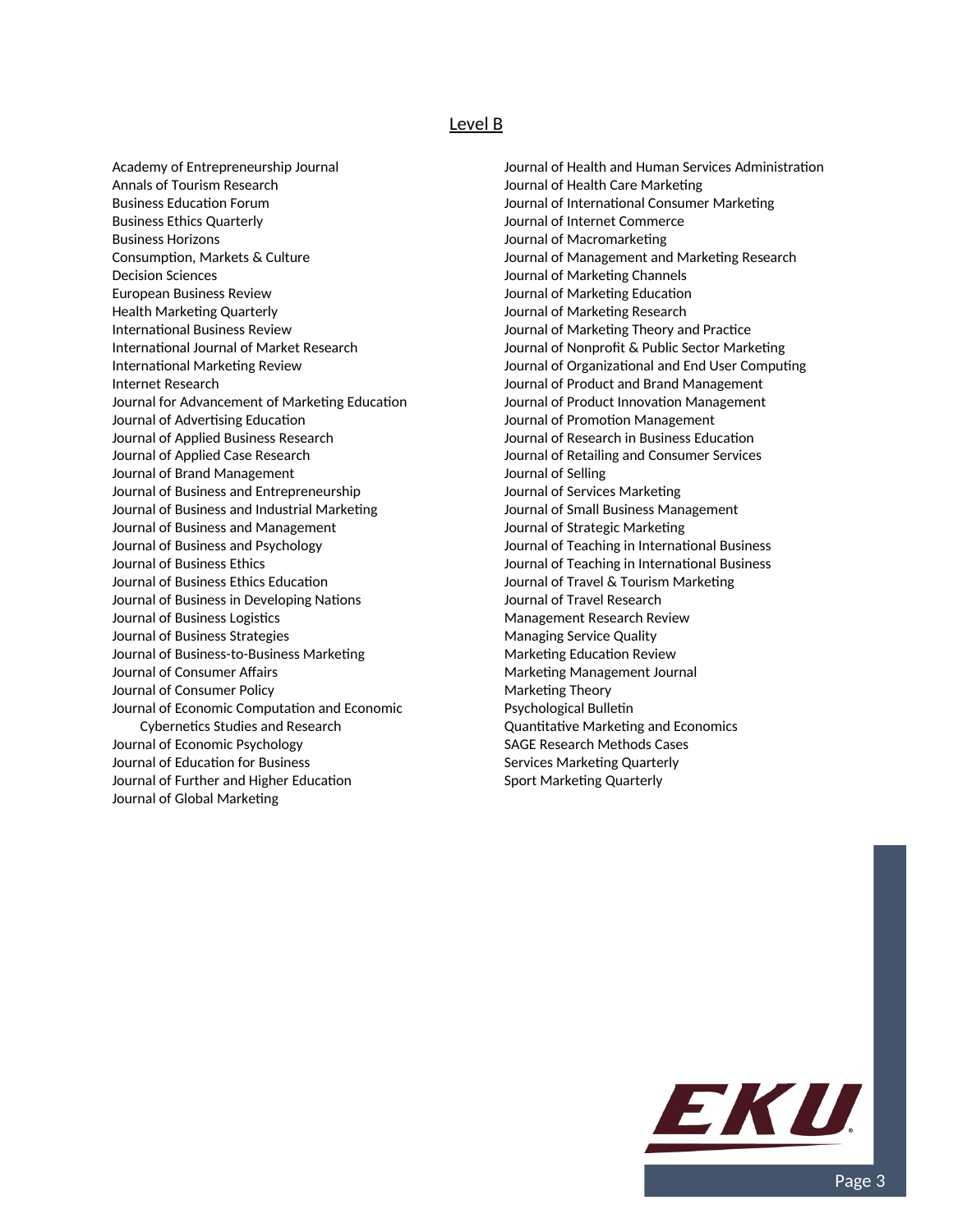## Level B

Academy of Entrepreneurship Journal
Annals of Tourism Research
Business Education Forum
Business Ethics Quarterly
Business Horizons
Consumption, Markets & Culture
Decision Sciences
European Business Review
Health Marketing Quarterly
International Business Review
International Journal of Market Research
International Marketing Review
Internet Research
Journal for Advancement of Marketing Education
Journal of Advertising Education
Journal of Applied Business Research
Journal of Applied Case Research
Journal of Brand Management
Journal of Business and Entrepreneurship
Journal of Business and Industrial Marketing
Journal of Business and Management
Journal of Business and Psychology
Journal of Business Ethics
Journal of Business Ethics Education
Journal of Business in Developing Nations
Journal of Business Logistics
Journal of Business Strategies
Journal of Business-to-Business Marketing
Journal of Consumer Affairs
Journal of Consumer Policy
Journal of Economic Computation and Economic Cybernetics Studies and Research
Journal of Economic Psychology
Journal of Education for Business
Journal of Further and Higher Education
Journal of Global Marketing
Journal of Health and Human Services Administration
Journal of Health Care Marketing
Journal of International Consumer Marketing
Journal of Internet Commerce
Journal of Macromarketing
Journal of Management and Marketing Research
Journal of Marketing Channels
Journal of Marketing Education
Journal of Marketing Research
Journal of Marketing Theory and Practice
Journal of Nonprofit & Public Sector Marketing
Journal of Organizational and End User Computing
Journal of Product and Brand Management
Journal of Product Innovation Management
Journal of Promotion Management
Journal of Research in Business Education
Journal of Retailing and Consumer Services
Journal of Selling
Journal of Services Marketing
Journal of Small Business Management
Journal of Strategic Marketing
Journal of Teaching in International Business
Journal of Teaching in International Business
Journal of Travel & Tourism Marketing
Journal of Travel Research
Management Research Review
Managing Service Quality
Marketing Education Review
Marketing Management Journal
Marketing Theory
Psychological Bulletin
Quantitative Marketing and Economics
SAGE Research Methods Cases
Services Marketing Quarterly
Sport Marketing Quarterly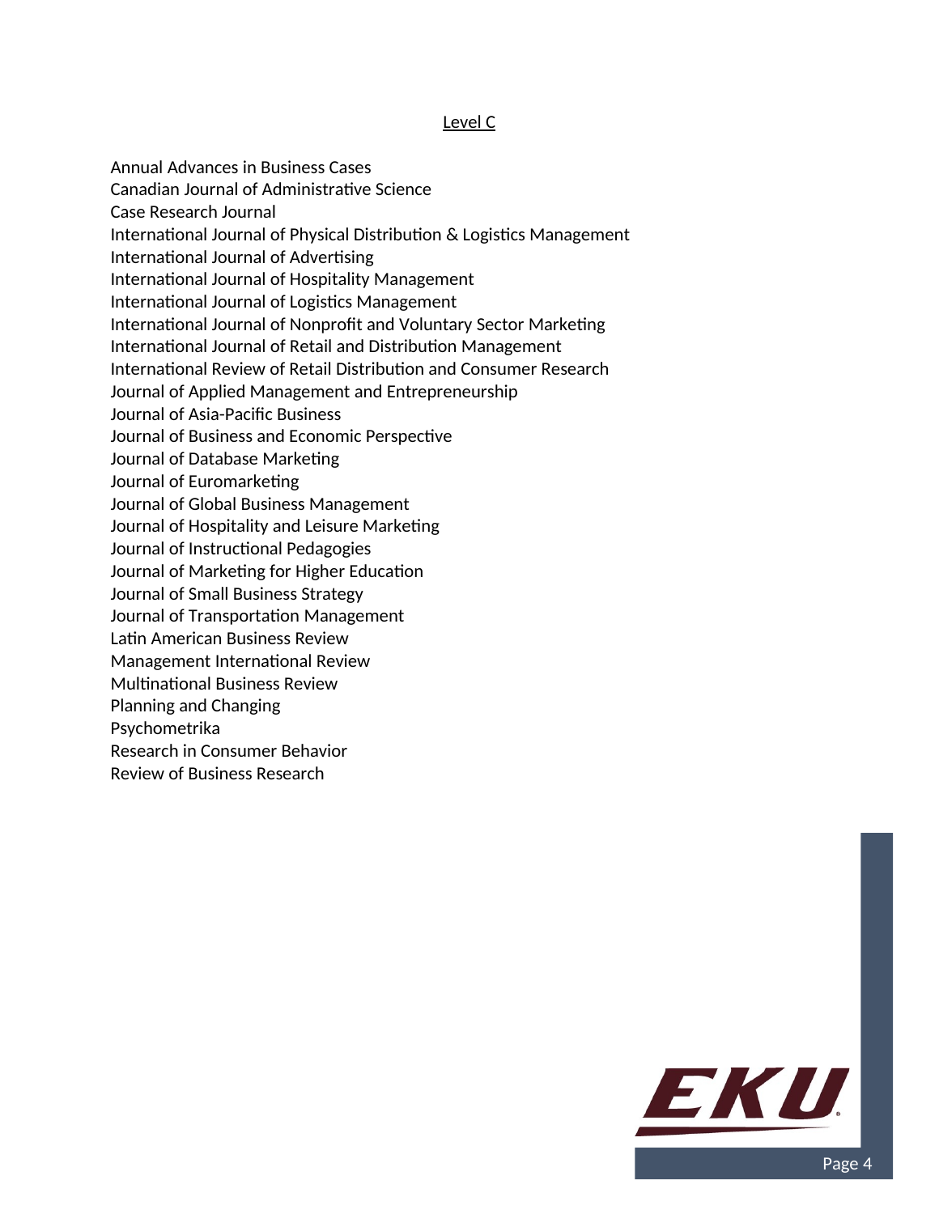## Level C

Annual Advances in Business Cases
Canadian Journal of Administrative Science
Case Research Journal
International Journal of Physical Distribution & Logistics Management
International Journal of Advertising
International Journal of Hospitality Management
International Journal of Logistics Management
International Journal of Nonprofit and Voluntary Sector Marketing
International Journal of Retail and Distribution Management
International Review of Retail Distribution and Consumer Research
Journal of Applied Management and Entrepreneurship
Journal of Asia-Pacific Business
Journal of Business and Economic Perspective
Journal of Database Marketing
Journal of Euromarketing
Journal of Global Business Management
Journal of Hospitality and Leisure Marketing
Journal of Instructional Pedagogies
Journal of Marketing for Higher Education
Journal of Small Business Strategy
Journal of Transportation Management
Latin American Business Review
Management International Review
Multinational Business Review
Planning and Changing
Psychometrika
Research in Consumer Behavior
Review of Business Research